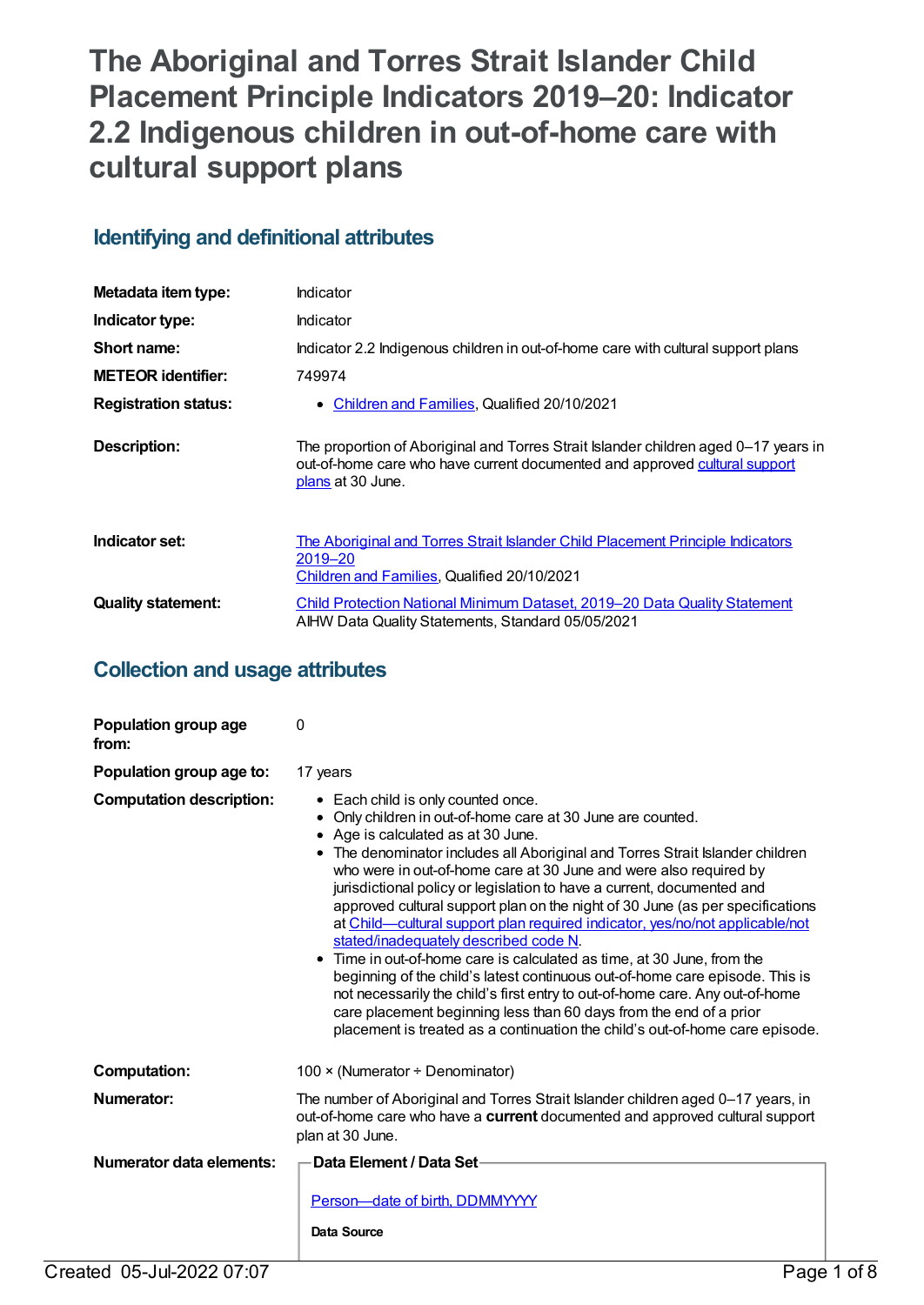# The Aboriginal and Torres Strait Islander Child Placement Principle Indicators 2019–20: Indicator 2.2 Indigenous children in out-of-home care with cultural support plans

## Identifying and definitional attributes

| | |
|---|---|
| **Metadata item type:** | Indicator |
| **Indicator type:** | Indicator |
| **Short name:** | Indicator 2.2 Indigenous children in out-of-home care with cultural support plans |
| **METEOR identifier:** | 749974 |
| **Registration status:** | • Children and Families, Qualified 20/10/2021 |
| **Description:** | The proportion of Aboriginal and Torres Strait Islander children aged 0–17 years in out-of-home care who have current documented and approved cultural support plans at 30 June. |
| **Indicator set:** | The Aboriginal and Torres Strait Islander Child Placement Principle Indicators 2019–20<br>Children and Families, Qualified 20/10/2021 |
| **Quality statement:** | Child Protection National Minimum Dataset, 2019–20 Data Quality Statement<br>AIHW Data Quality Statements, Standard 05/05/2021 |

## Collection and usage attributes

**Population group age from:** 0

**Population group age to:** 17 years

**Computation description:**

- Each child is only counted once.
- Only children in out-of-home care at 30 June are counted.
- Age is calculated as at 30 June.
- The denominator includes all Aboriginal and Torres Strait Islander children who were in out-of-home care at 30 June and were also required by jurisdictional policy or legislation to have a current, documented and approved cultural support plan on the night of 30 June (as per specifications at Child—cultural support plan required indicator, yes/no/not applicable/not stated/inadequately described code N.
- Time in out-of-home care is calculated as time, at 30 June, from the beginning of the child's latest continuous out-of-home care episode. This is not necessarily the child's first entry to out-of-home care. Any out-of-home care placement beginning less than 60 days from the end of a prior placement is treated as a continuation the child's out-of-home care episode.

**Computation:** 100 × (Numerator ÷ Denominator)

**Numerator:** The number of Aboriginal and Torres Strait Islander children aged 0–17 years, in out-of-home care who have a **current** documented and approved cultural support plan at 30 June.

**Numerator data elements:**

**Data Element / Data Set**

Person—date of birth, DDMMYYYY

**Data Source**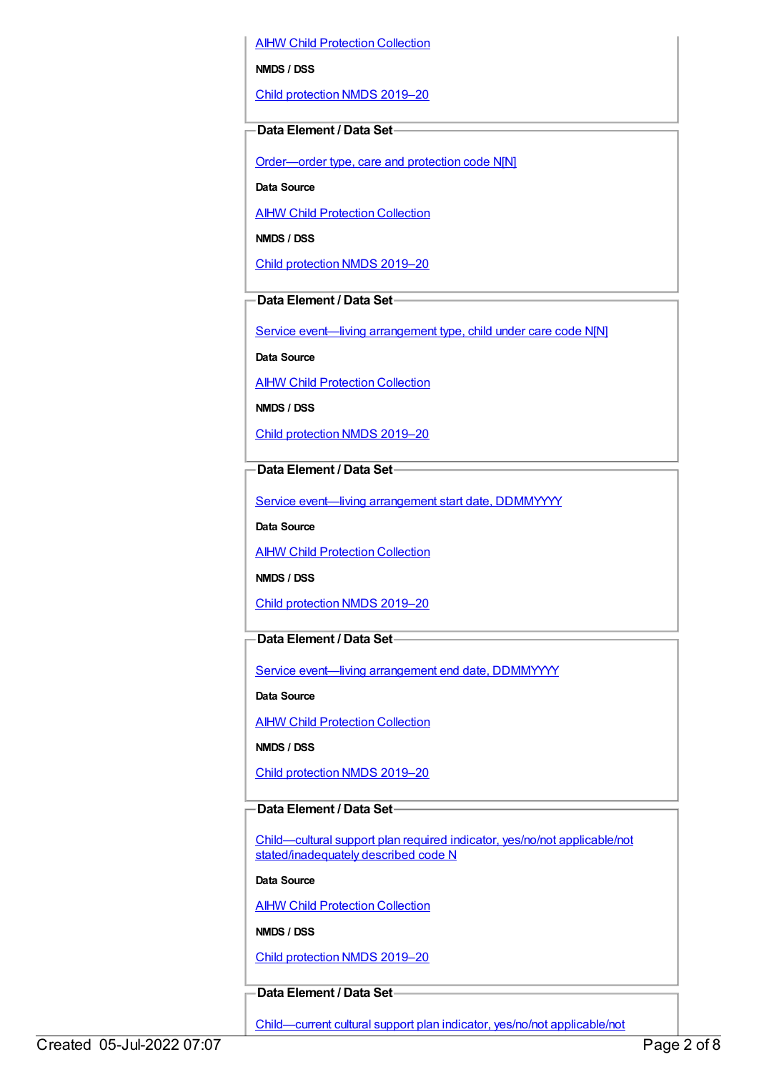AIHW Child Protection Collection

**NMDS / DSS**

Child protection NMDS 2019–20

**Data Element / Data Set**

Order—order type, care and protection code N[N]

**Data Source**

AIHW Child Protection Collection

**NMDS / DSS**

Child protection NMDS 2019–20

**Data Element / Data Set**

Service event—living arrangement type, child under care code N[N]

**Data Source**

AIHW Child Protection Collection

**NMDS / DSS**

Child protection NMDS 2019–20

**Data Element / Data Set**

Service event—living arrangement start date, DDMMYYYY

**Data Source**

AIHW Child Protection Collection

**NMDS / DSS**

Child protection NMDS 2019–20

**Data Element / Data Set**

Service event—living arrangement end date, DDMMYYYY

**Data Source**

AIHW Child Protection Collection

**NMDS / DSS**

Child protection NMDS 2019–20

**Data Element / Data Set**

Child—cultural support plan required indicator, yes/no/not applicable/not stated/inadequately described code N

**Data Source**

AIHW Child Protection Collection

**NMDS / DSS**

Child protection NMDS 2019–20

**Data Element / Data Set**

Child—current cultural support plan indicator, yes/no/not applicable/not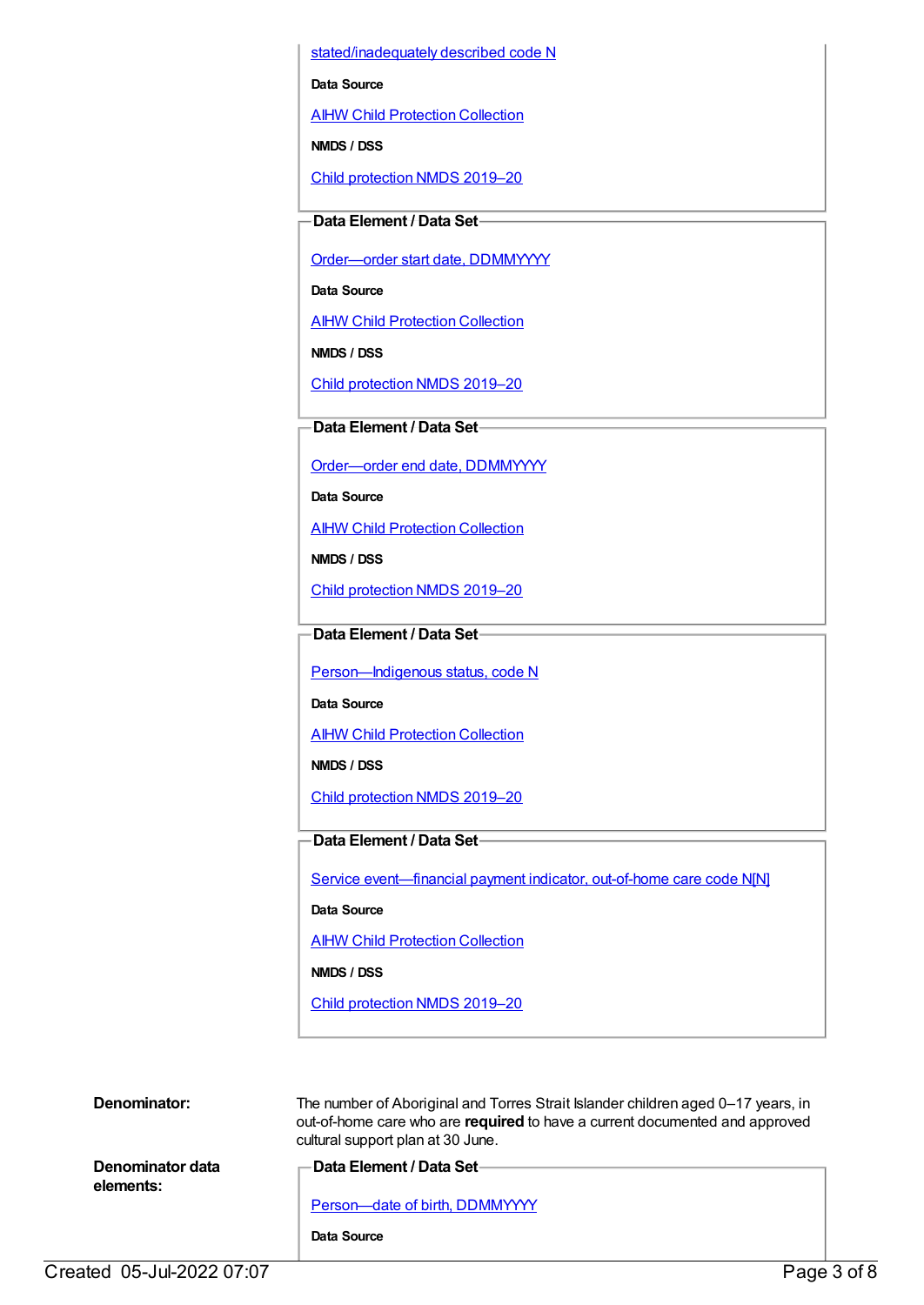stated/inadequately described code N

**Data Source**

AIHW Child Protection Collection

**NMDS / DSS**

Child protection NMDS 2019–20

**Data Element / Data Set**

Order—order start date, DDMMYYYY

**Data Source**

AIHW Child Protection Collection

**NMDS / DSS**

Child protection NMDS 2019–20

**Data Element / Data Set**

Order—order end date, DDMMYYYY

**Data Source**

AIHW Child Protection Collection

**NMDS / DSS**

Child protection NMDS 2019–20

**Data Element / Data Set**

Person—Indigenous status, code N

**Data Source**

AIHW Child Protection Collection

**NMDS / DSS**

Child protection NMDS 2019–20

**Data Element / Data Set**

Service event—financial payment indicator, out-of-home care code N[N]

**Data Source**

AIHW Child Protection Collection

**NMDS / DSS**

Child protection NMDS 2019–20

**Denominator:** The number of Aboriginal and Torres Strait Islander children aged 0–17 years, in out-of-home care who are **required** to have a current documented and approved cultural support plan at 30 June.

**Denominator data elements:**

**Data Element / Data Set**

Person—date of birth, DDMMYYYY

**Data Source**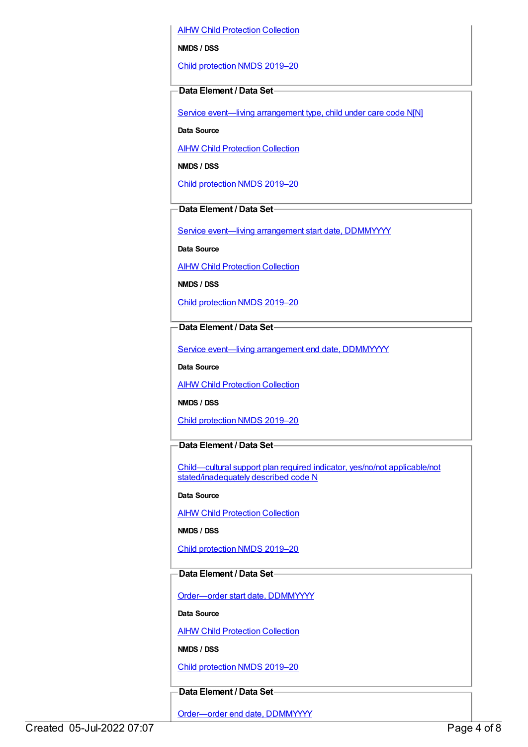AIHW Child Protection Collection

**NMDS / DSS**

Child protection NMDS 2019–20

**Data Element / Data Set**

Service event—living arrangement type, child under care code N[N]

**Data Source**

AIHW Child Protection Collection

**NMDS / DSS**

Child protection NMDS 2019–20

**Data Element / Data Set**

Service event—living arrangement start date, DDMMYYYY

**Data Source**

AIHW Child Protection Collection

**NMDS / DSS**

Child protection NMDS 2019–20

**Data Element / Data Set**

Service event—living arrangement end date, DDMMYYYY

**Data Source**

AIHW Child Protection Collection

**NMDS / DSS**

Child protection NMDS 2019–20

**Data Element / Data Set**

Child—cultural support plan required indicator, yes/no/not applicable/not stated/inadequately described code N

**Data Source**

AIHW Child Protection Collection

**NMDS / DSS**

Child protection NMDS 2019–20

**Data Element / Data Set**

Order—order start date, DDMMYYYY

**Data Source**

AIHW Child Protection Collection

**NMDS / DSS**

Child protection NMDS 2019–20

**Data Element / Data Set**

Order—order end date, DDMMYYYY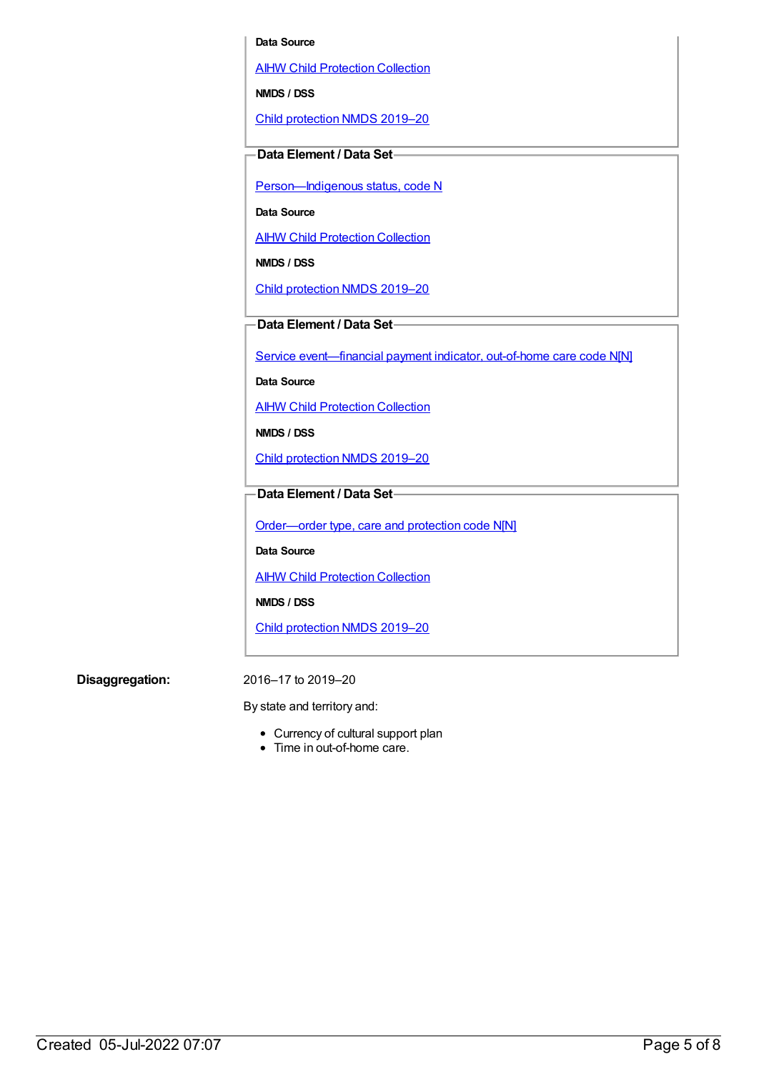**Data Source**

AIHW Child Protection Collection

**NMDS / DSS**

Child protection NMDS 2019–20

**Data Element / Data Set**

Person—Indigenous status, code N

**Data Source**

AIHW Child Protection Collection

**NMDS / DSS**

Child protection NMDS 2019–20

**Data Element / Data Set**

Service event—financial payment indicator, out-of-home care code N[N]

**Data Source**

AIHW Child Protection Collection

**NMDS / DSS**

Child protection NMDS 2019–20

**Data Element / Data Set**

Order—order type, care and protection code N[N]

**Data Source**

AIHW Child Protection Collection

**NMDS / DSS**

Child protection NMDS 2019–20

**Disaggregation:**

2016–17 to 2019–20

By state and territory and:

- Currency of cultural support plan
- Time in out-of-home care.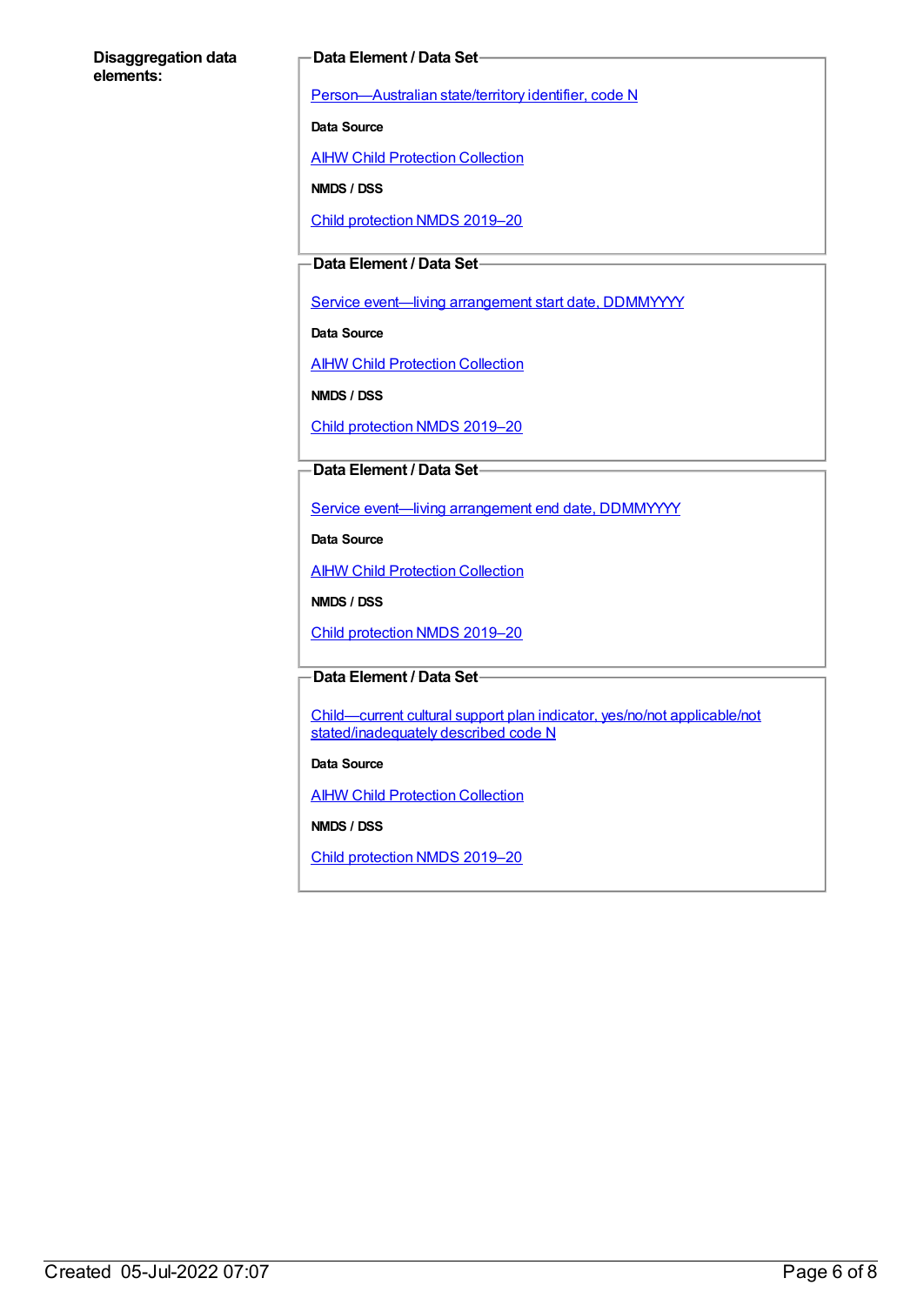**Disaggregation data elements:**

**Data Element / Data Set**

Person—Australian state/territory identifier, code N

**Data Source**

AIHW Child Protection Collection

**NMDS / DSS**

Child protection NMDS 2019–20

**Data Element / Data Set**

Service event—living arrangement start date, DDMMYYYY

**Data Source**

AIHW Child Protection Collection

**NMDS / DSS**

Child protection NMDS 2019–20

**Data Element / Data Set**

Service event—living arrangement end date, DDMMYYYY

**Data Source**

AIHW Child Protection Collection

**NMDS / DSS**

Child protection NMDS 2019–20

**Data Element / Data Set**

Child—current cultural support plan indicator, yes/no/not applicable/not stated/inadequately described code N

**Data Source**

AIHW Child Protection Collection

**NMDS / DSS**

Child protection NMDS 2019–20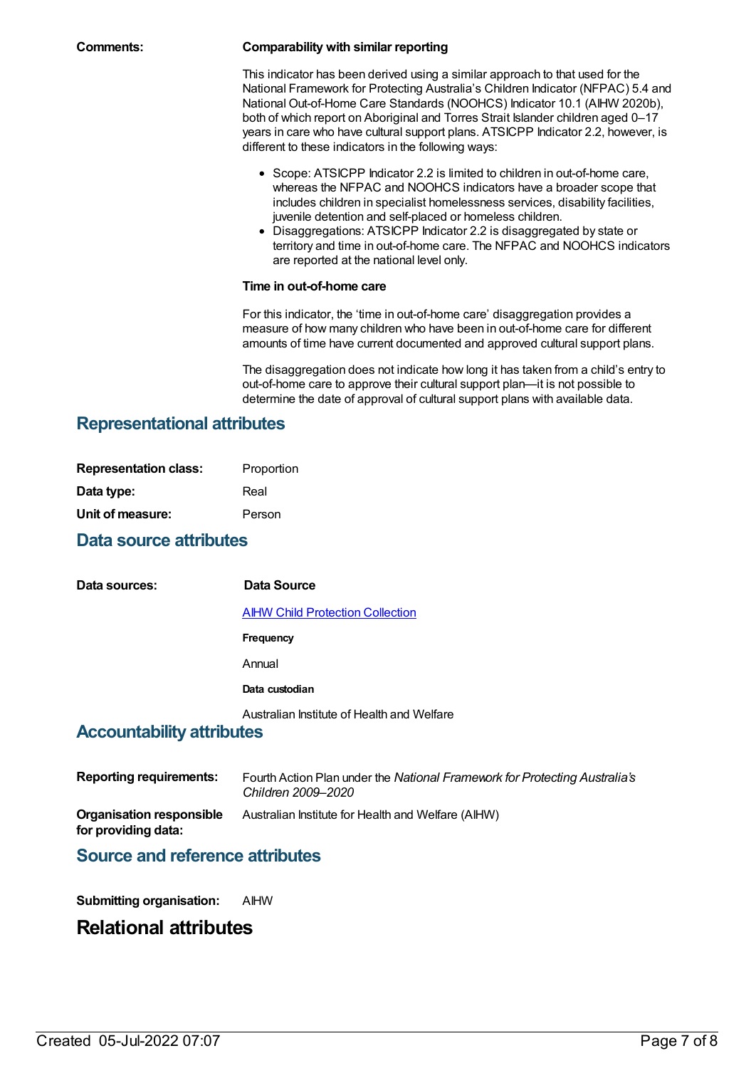**Comments:**

**Comparability with similar reporting**

This indicator has been derived using a similar approach to that used for the National Framework for Protecting Australia's Children Indicator (NFPAC) 5.4 and National Out-of-Home Care Standards (NOOHCS) Indicator 10.1 (AIHW 2020b), both of which report on Aboriginal and Torres Strait Islander children aged 0–17 years in care who have cultural support plans. ATSICPP Indicator 2.2, however, is different to these indicators in the following ways:

- Scope: ATSICPP Indicator 2.2 is limited to children in out-of-home care, whereas the NFPAC and NOOHCS indicators have a broader scope that includes children in specialist homelessness services, disability facilities, juvenile detention and self-placed or homeless children.
- Disaggregations: ATSICPP Indicator 2.2 is disaggregated by state or territory and time in out-of-home care. The NFPAC and NOOHCS indicators are reported at the national level only.

**Time in out-of-home care**

For this indicator, the 'time in out-of-home care' disaggregation provides a measure of how many children who have been in out-of-home care for different amounts of time have current documented and approved cultural support plans.

The disaggregation does not indicate how long it has taken from a child's entry to out-of-home care to approve their cultural support plan—it is not possible to determine the date of approval of cultural support plans with available data.

## Representational attributes

**Representation class:** Proportion

**Data type:** Real

**Unit of measure:** Person

## Data source attributes

**Data sources:**

**Data Source**

AIHW Child Protection Collection

**Frequency**

Annual

**Data custodian**

Australian Institute of Health and Welfare

## Accountability attributes

**Reporting requirements:** Fourth Action Plan under the *National Framework for Protecting Australia's Children 2009–2020*

**Organisation responsible for providing data:** Australian Institute for Health and Welfare (AIHW)

## Source and reference attributes

**Submitting organisation:** AIHW

# Relational attributes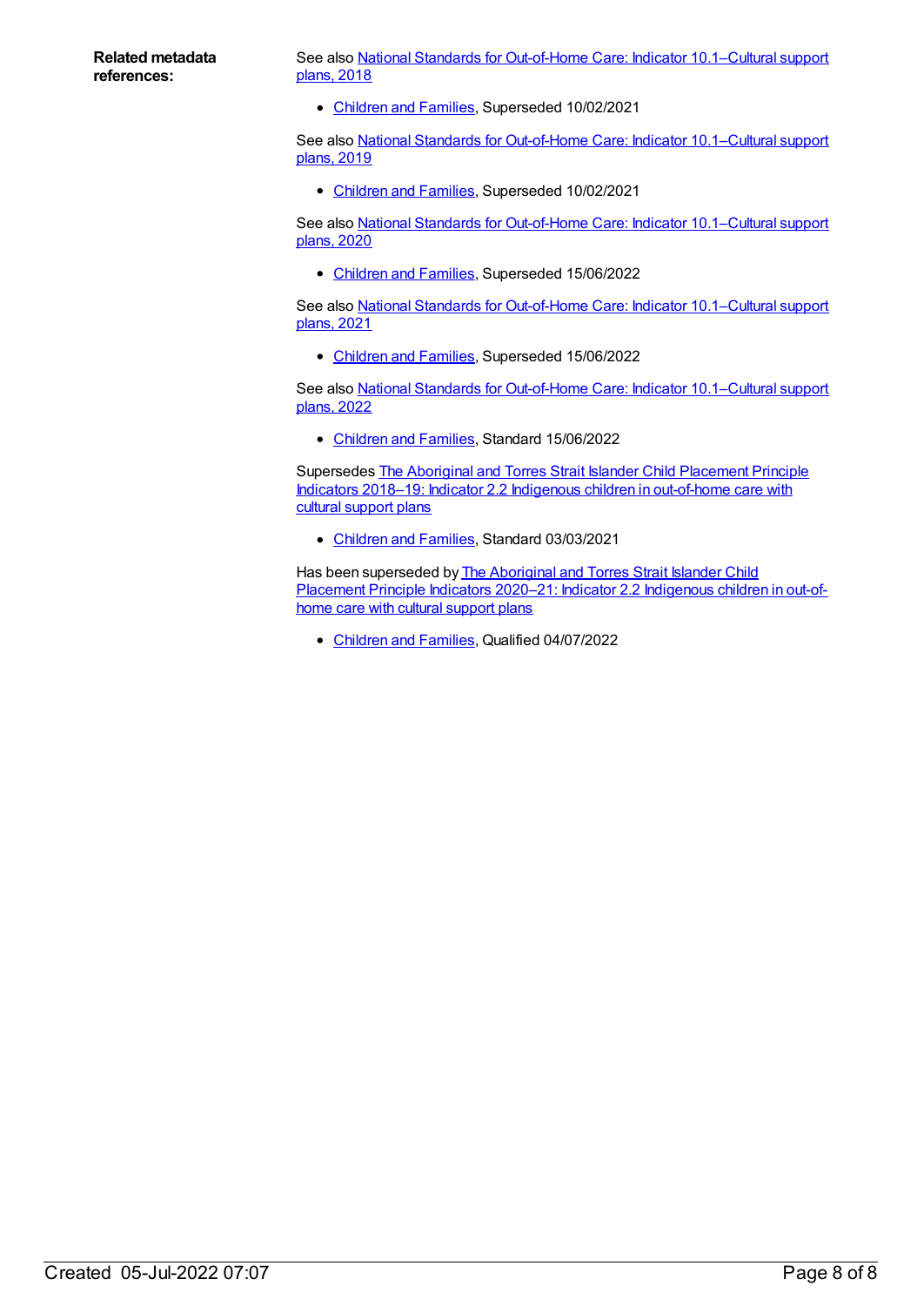**Related metadata references:**

See also National Standards for Out-of-Home Care: Indicator 10.1–Cultural support plans, 2018

- Children and Families, Superseded 10/02/2021

See also National Standards for Out-of-Home Care: Indicator 10.1–Cultural support plans, 2019

- Children and Families, Superseded 10/02/2021

See also National Standards for Out-of-Home Care: Indicator 10.1–Cultural support plans, 2020

- Children and Families, Superseded 15/06/2022

See also National Standards for Out-of-Home Care: Indicator 10.1–Cultural support plans, 2021

- Children and Families, Superseded 15/06/2022

See also National Standards for Out-of-Home Care: Indicator 10.1–Cultural support plans, 2022

- Children and Families, Standard 15/06/2022

Supersedes The Aboriginal and Torres Strait Islander Child Placement Principle Indicators 2018–19: Indicator 2.2 Indigenous children in out-of-home care with cultural support plans

- Children and Families, Standard 03/03/2021

Has been superseded by The Aboriginal and Torres Strait Islander Child Placement Principle Indicators 2020–21: Indicator 2.2 Indigenous children in out-of-home care with cultural support plans

- Children and Families, Qualified 04/07/2022